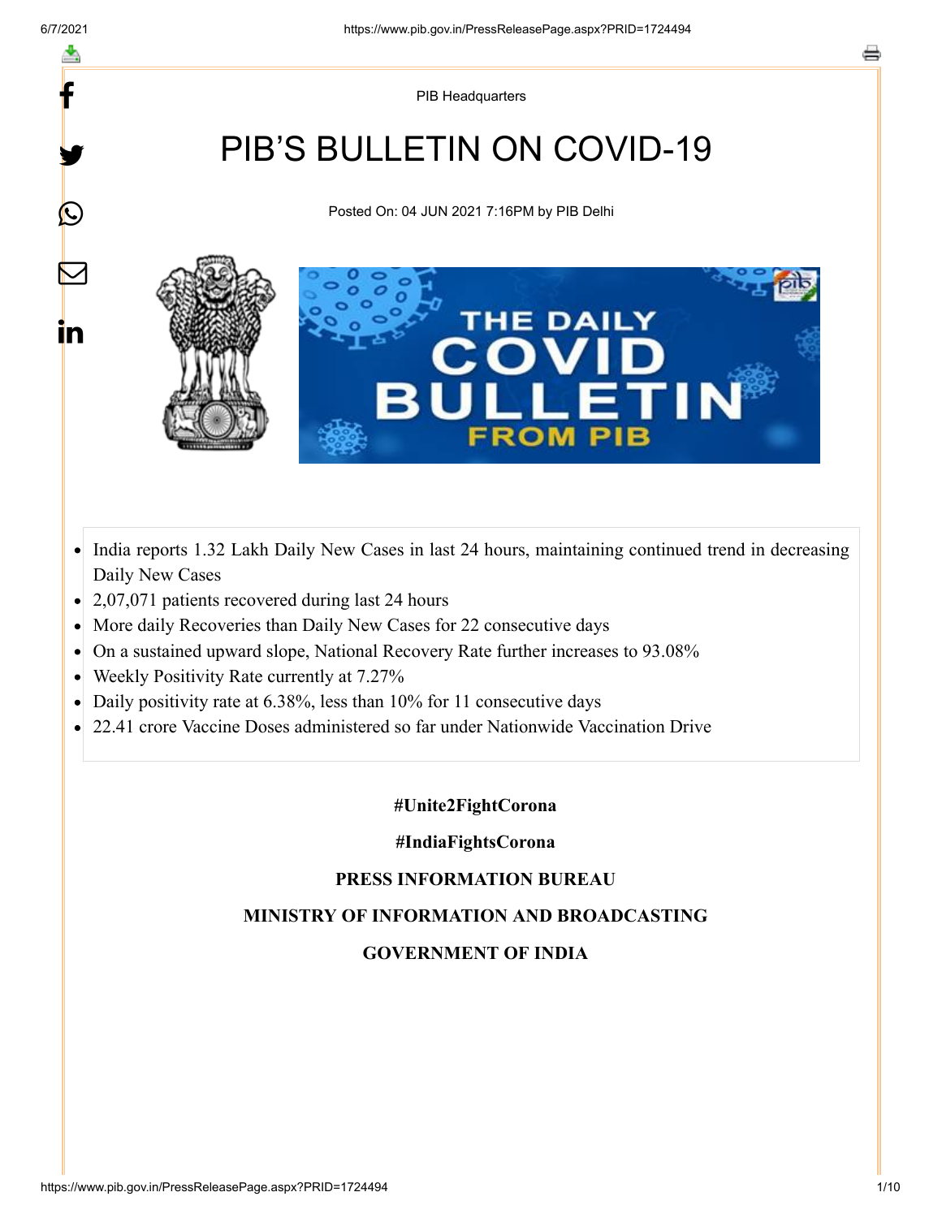PIB Headquarters

# PIB'S BULLETIN ON COVID-19

Posted On: 04 JUN 2021 7:16PM by PIB Delhi

- India reports 1.32 Lakh Daily New Cases in last 24 hours, maintaining continued trend in decreasing Daily New Cases
- 2,07,071 patients recovered during last 24 hours
- More daily Recoveries than Daily New Cases for 22 consecutive days
- On a sustained upward slope, National Recovery Rate further increases to 93.08%
- Weekly Positivity Rate currently at 7.27%
- Daily positivity rate at 6.38%, less than 10% for 11 consecutive days
- 22.41 crore Vaccine Doses administered so far under Nationwide Vaccination Drive

**#Unite2FightCorona**

**#IndiaFightsCorona**

**PRESS INFORMATION BUREAU**

**MINISTRY OF INFORMATION AND BROADCASTING**

**GOVERNMENT OF INDIA**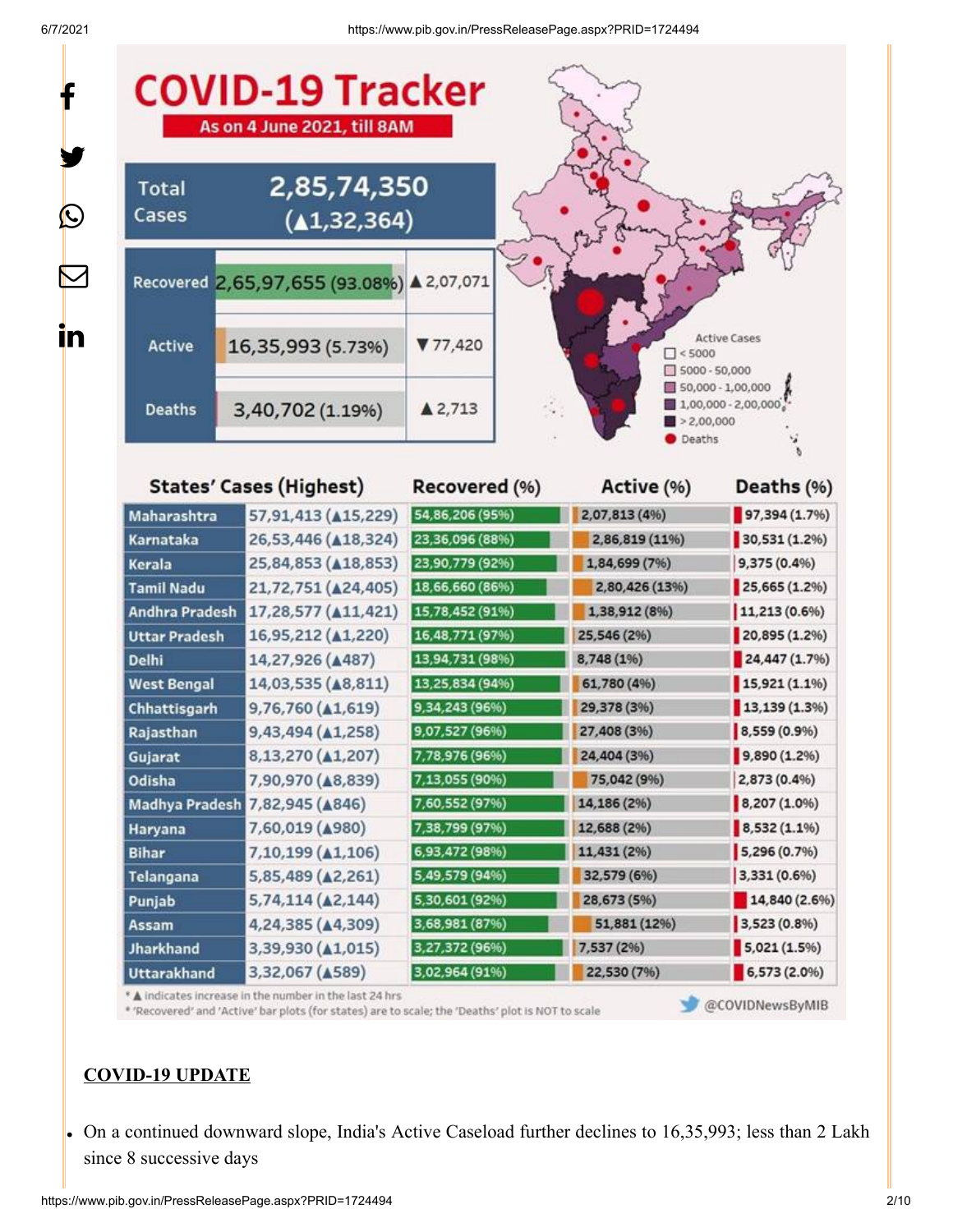# COVID-19 Tracker

**As on 4 June 2021, till 8AM**

| | | |
|---|---|---|
| Total Cases | 2,85,74,350 (▲1,32,364) | |
| Recovered | 2,65,97,655 (93.08%) | ▲2,07,071 |
| Active | 16,35,993 (5.73%) | ▼77,420 |
| Deaths | 3,40,702 (1.19%) | ▲2,713 |

Active Cases: < 5000; 5000 - 50,000; 50,000 - 1,00,000; 1,00,000 - 2,00,000; > 2,00,000; Deaths

| States' Cases (Highest) | | Recovered (%) | Active (%) | Deaths (%) |
|---|---|---|---|---|
| Maharashtra | 57,91,413 (▲15,229) | 54,86,206 (95%) | 2,07,813 (4%) | 97,394 (1.7%) |
| Karnataka | 26,53,446 (▲18,324) | 23,36,096 (88%) | 2,86,819 (11%) | 30,531 (1.2%) |
| Kerala | 25,84,853 (▲18,853) | 23,90,779 (92%) | 1,84,699 (7%) | 9,375 (0.4%) |
| Tamil Nadu | 21,72,751 (▲24,405) | 18,66,660 (86%) | 2,80,426 (13%) | 25,665 (1.2%) |
| Andhra Pradesh | 17,28,577 (▲11,421) | 15,78,452 (91%) | 1,38,912 (8%) | 11,213 (0.6%) |
| Uttar Pradesh | 16,95,212 (▲1,220) | 16,48,771 (97%) | 25,546 (2%) | 20,895 (1.2%) |
| Delhi | 14,27,926 (▲487) | 13,94,731 (98%) | 8,748 (1%) | 24,447 (1.7%) |
| West Bengal | 14,03,535 (▲8,811) | 13,25,834 (94%) | 61,780 (4%) | 15,921 (1.1%) |
| Chhattisgarh | 9,76,760 (▲1,619) | 9,34,243 (96%) | 29,378 (3%) | 13,139 (1.3%) |
| Rajasthan | 9,43,494 (▲1,258) | 9,07,527 (96%) | 27,408 (3%) | 8,559 (0.9%) |
| Gujarat | 8,13,270 (▲1,207) | 7,78,976 (96%) | 24,404 (3%) | 9,890 (1.2%) |
| Odisha | 7,90,970 (▲8,839) | 7,13,055 (90%) | 75,042 (9%) | 2,873 (0.4%) |
| Madhya Pradesh | 7,82,945 (▲846) | 7,60,552 (97%) | 14,186 (2%) | 8,207 (1.0%) |
| Haryana | 7,60,019 (▲980) | 7,38,799 (97%) | 12,688 (2%) | 8,532 (1.1%) |
| Bihar | 7,10,199 (▲1,106) | 6,93,472 (98%) | 11,431 (2%) | 5,296 (0.7%) |
| Telangana | 5,85,489 (▲2,261) | 5,49,579 (94%) | 32,579 (6%) | 3,331 (0.6%) |
| Punjab | 5,74,114 (▲2,144) | 5,30,601 (92%) | 28,673 (5%) | 14,840 (2.6%) |
| Assam | 4,24,385 (▲4,309) | 3,68,981 (87%) | 51,881 (12%) | 3,523 (0.8%) |
| Jharkhand | 3,39,930 (▲1,015) | 3,27,372 (96%) | 7,537 (2%) | 5,021 (1.5%) |
| Uttarakhand | 3,32,067 (▲589) | 3,02,964 (91%) | 22,530 (7%) | 6,573 (2.0%) |

* ▲ indicates increase in the number in the last 24 hrs
* 'Recovered' and 'Active' bar plots (for states) are to scale; the 'Deaths' plot is NOT to scale

@COVIDNewsByMIB

**COVID-19 UPDATE**

- On a continued downward slope, India's Active Caseload further declines to 16,35,993; less than 2 Lakh since 8 successive days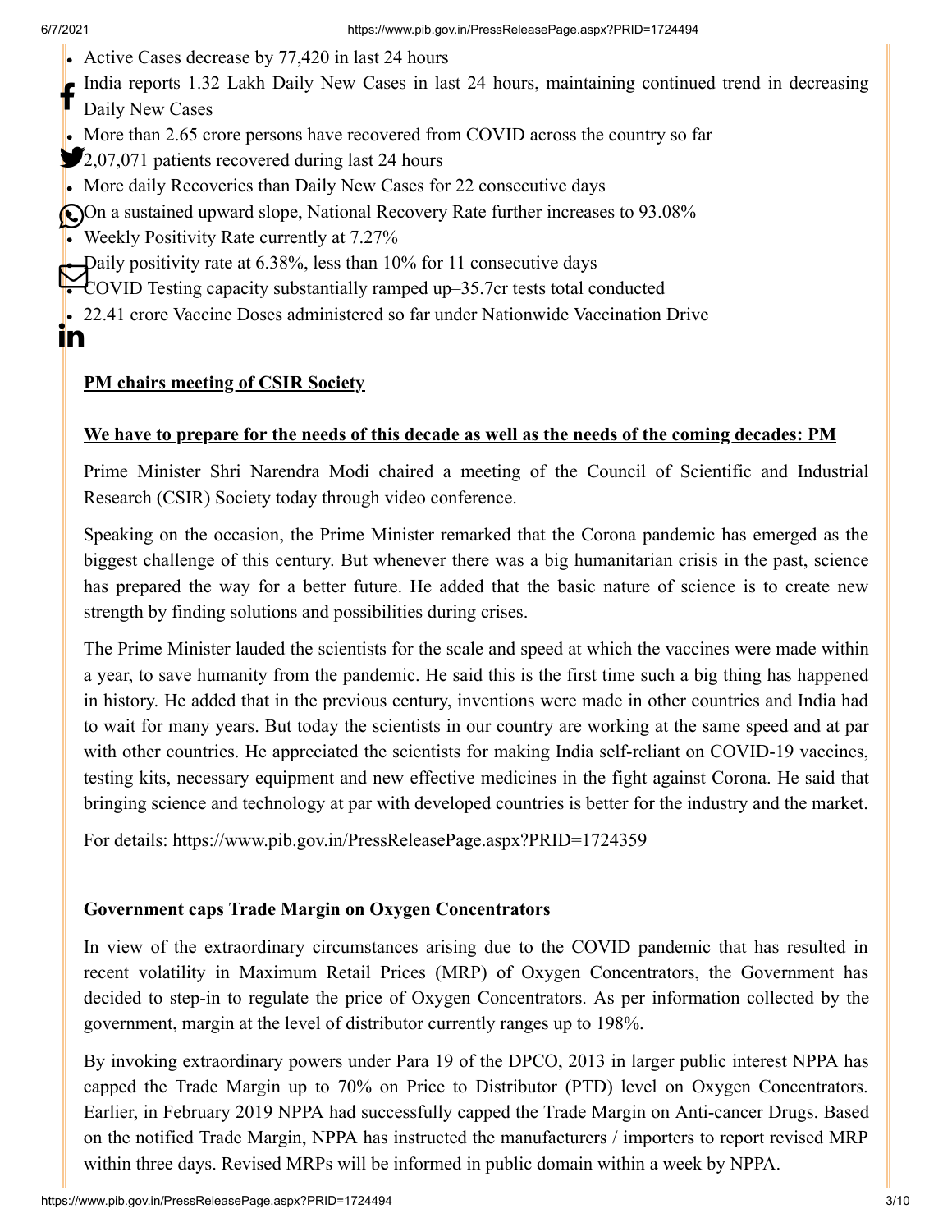- Active Cases decrease by 77,420 in last 24 hours
- India reports 1.32 Lakh Daily New Cases in last 24 hours, maintaining continued trend in decreasing Daily New Cases
- More than 2.65 crore persons have recovered from COVID across the country so far
- 2,07,071 patients recovered during last 24 hours
- More daily Recoveries than Daily New Cases for 22 consecutive days
- On a sustained upward slope, National Recovery Rate further increases to 93.08%
- Weekly Positivity Rate currently at 7.27%
- Daily positivity rate at 6.38%, less than 10% for 11 consecutive days
- COVID Testing capacity substantially ramped up–35.7cr tests total conducted
- 22.41 crore Vaccine Doses administered so far under Nationwide Vaccination Drive

**PM chairs meeting of CSIR Society**

**We have to prepare for the needs of this decade as well as the needs of the coming decades: PM**

Prime Minister Shri Narendra Modi chaired a meeting of the Council of Scientific and Industrial Research (CSIR) Society today through video conference.

Speaking on the occasion, the Prime Minister remarked that the Corona pandemic has emerged as the biggest challenge of this century. But whenever there was a big humanitarian crisis in the past, science has prepared the way for a better future. He added that the basic nature of science is to create new strength by finding solutions and possibilities during crises.

The Prime Minister lauded the scientists for the scale and speed at which the vaccines were made within a year, to save humanity from the pandemic. He said this is the first time such a big thing has happened in history. He added that in the previous century, inventions were made in other countries and India had to wait for many years. But today the scientists in our country are working at the same speed and at par with other countries. He appreciated the scientists for making India self-reliant on COVID-19 vaccines, testing kits, necessary equipment and new effective medicines in the fight against Corona. He said that bringing science and technology at par with developed countries is better for the industry and the market.

For details: https://www.pib.gov.in/PressReleasePage.aspx?PRID=1724359

**Government caps Trade Margin on Oxygen Concentrators**

In view of the extraordinary circumstances arising due to the COVID pandemic that has resulted in recent volatility in Maximum Retail Prices (MRP) of Oxygen Concentrators, the Government has decided to step-in to regulate the price of Oxygen Concentrators. As per information collected by the government, margin at the level of distributor currently ranges up to 198%.

By invoking extraordinary powers under Para 19 of the DPCO, 2013 in larger public interest NPPA has capped the Trade Margin up to 70% on Price to Distributor (PTD) level on Oxygen Concentrators. Earlier, in February 2019 NPPA had successfully capped the Trade Margin on Anti-cancer Drugs. Based on the notified Trade Margin, NPPA has instructed the manufacturers / importers to report revised MRP within three days. Revised MRPs will be informed in public domain within a week by NPPA.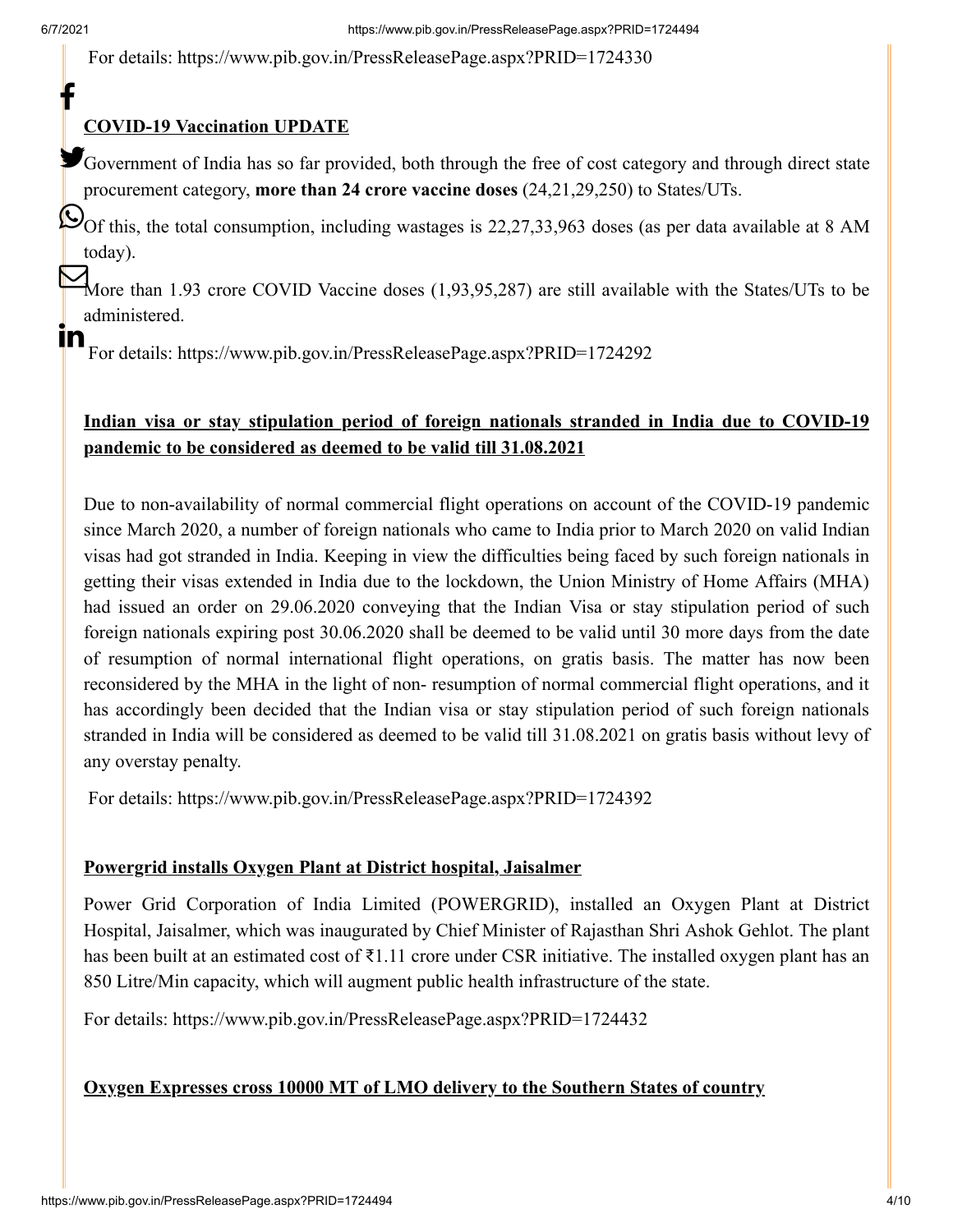For details: https://www.pib.gov.in/PressReleasePage.aspx?PRID=1724330

**COVID-19 Vaccination UPDATE**

Government of India has so far provided, both through the free of cost category and through direct state procurement category, **more than 24 crore vaccine doses** (24,21,29,250) to States/UTs.

Of this, the total consumption, including wastages is 22,27,33,963 doses (as per data available at 8 AM today).

More than 1.93 crore COVID Vaccine doses (1,93,95,287) are still available with the States/UTs to be administered.

For details: https://www.pib.gov.in/PressReleasePage.aspx?PRID=1724292

**Indian visa or stay stipulation period of foreign nationals stranded in India due to COVID-19 pandemic to be considered as deemed to be valid till 31.08.2021**

Due to non-availability of normal commercial flight operations on account of the COVID-19 pandemic since March 2020, a number of foreign nationals who came to India prior to March 2020 on valid Indian visas had got stranded in India. Keeping in view the difficulties being faced by such foreign nationals in getting their visas extended in India due to the lockdown, the Union Ministry of Home Affairs (MHA) had issued an order on 29.06.2020 conveying that the Indian Visa or stay stipulation period of such foreign nationals expiring post 30.06.2020 shall be deemed to be valid until 30 more days from the date of resumption of normal international flight operations, on gratis basis. The matter has now been reconsidered by the MHA in the light of non- resumption of normal commercial flight operations, and it has accordingly been decided that the Indian visa or stay stipulation period of such foreign nationals stranded in India will be considered as deemed to be valid till 31.08.2021 on gratis basis without levy of any overstay penalty.

For details: https://www.pib.gov.in/PressReleasePage.aspx?PRID=1724392

**Powergrid installs Oxygen Plant at District hospital, Jaisalmer**

Power Grid Corporation of India Limited (POWERGRID), installed an Oxygen Plant at District Hospital, Jaisalmer, which was inaugurated by Chief Minister of Rajasthan Shri Ashok Gehlot. The plant has been built at an estimated cost of ₹1.11 crore under CSR initiative. The installed oxygen plant has an 850 Litre/Min capacity, which will augment public health infrastructure of the state.

For details: https://www.pib.gov.in/PressReleasePage.aspx?PRID=1724432

**Oxygen Expresses cross 10000 MT of LMO delivery to the Southern States of country**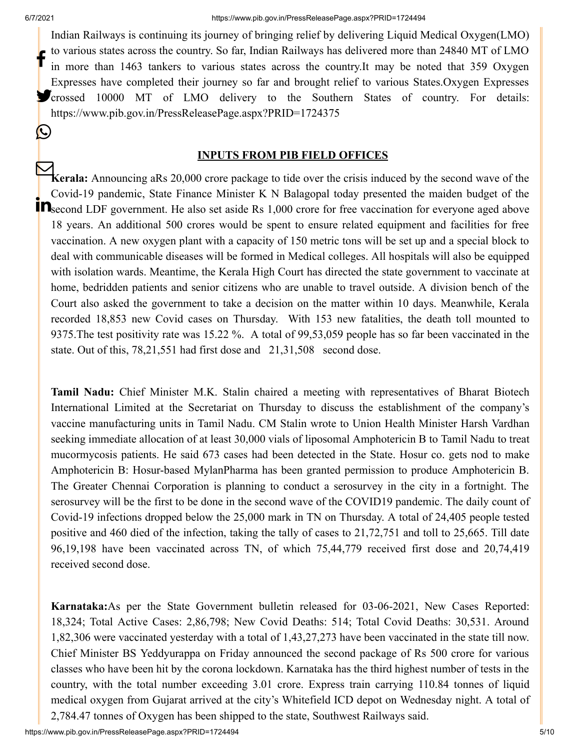Indian Railways is continuing its journey of bringing relief by delivering Liquid Medical Oxygen(LMO) to various states across the country. So far, Indian Railways has delivered more than 24840 MT of LMO in more than 1463 tankers to various states across the country.It may be noted that 359 Oxygen Expresses have completed their journey so far and brought relief to various States.Oxygen Expresses crossed 10000 MT of LMO delivery to the Southern States of country. For details: https://www.pib.gov.in/PressReleasePage.aspx?PRID=1724375

**INPUTS FROM PIB FIELD OFFICES**

**Kerala:** Announcing aRs 20,000 crore package to tide over the crisis induced by the second wave of the Covid-19 pandemic, State Finance Minister K N Balagopal today presented the maiden budget of the second LDF government. He also set aside Rs 1,000 crore for free vaccination for everyone aged above 18 years. An additional 500 crores would be spent to ensure related equipment and facilities for free vaccination. A new oxygen plant with a capacity of 150 metric tons will be set up and a special block to deal with communicable diseases will be formed in Medical colleges. All hospitals will also be equipped with isolation wards. Meantime, the Kerala High Court has directed the state government to vaccinate at home, bedridden patients and senior citizens who are unable to travel outside. A division bench of the Court also asked the government to take a decision on the matter within 10 days. Meanwhile, Kerala recorded 18,853 new Covid cases on Thursday. With 153 new fatalities, the death toll mounted to 9375.The test positivity rate was 15.22 %. A total of 99,53,059 people has so far been vaccinated in the state. Out of this, 78,21,551 had first dose and 21,31,508 second dose.

**Tamil Nadu:** Chief Minister M.K. Stalin chaired a meeting with representatives of Bharat Biotech International Limited at the Secretariat on Thursday to discuss the establishment of the company's vaccine manufacturing units in Tamil Nadu. CM Stalin wrote to Union Health Minister Harsh Vardhan seeking immediate allocation of at least 30,000 vials of liposomal Amphotericin B to Tamil Nadu to treat mucormycosis patients. He said 673 cases had been detected in the State. Hosur co. gets nod to make Amphotericin B: Hosur-based MylanPharma has been granted permission to produce Amphotericin B. The Greater Chennai Corporation is planning to conduct a serosurvey in the city in a fortnight. The serosurvey will be the first to be done in the second wave of the COVID19 pandemic. The daily count of Covid-19 infections dropped below the 25,000 mark in TN on Thursday. A total of 24,405 people tested positive and 460 died of the infection, taking the tally of cases to 21,72,751 and toll to 25,665. Till date 96,19,198 have been vaccinated across TN, of which 75,44,779 received first dose and 20,74,419 received second dose.

**Karnataka:**As per the State Government bulletin released for 03-06-2021, New Cases Reported: 18,324; Total Active Cases: 2,86,798; New Covid Deaths: 514; Total Covid Deaths: 30,531. Around 1,82,306 were vaccinated yesterday with a total of 1,43,27,273 have been vaccinated in the state till now. Chief Minister BS Yeddyurappa on Friday announced the second package of Rs 500 crore for various classes who have been hit by the corona lockdown. Karnataka has the third highest number of tests in the country, with the total number exceeding 3.01 crore. Express train carrying 110.84 tonnes of liquid medical oxygen from Gujarat arrived at the city's Whitefield ICD depot on Wednesday night. A total of 2,784.47 tonnes of Oxygen has been shipped to the state, Southwest Railways said.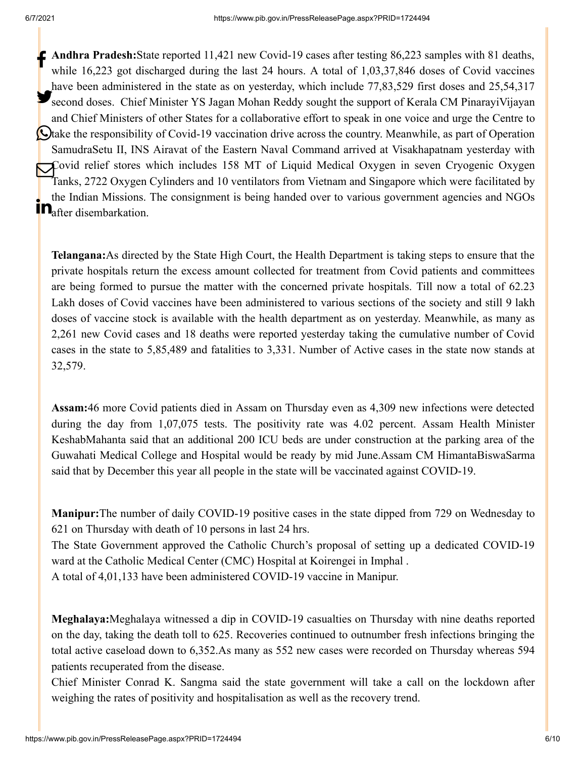**Andhra Pradesh:**State reported 11,421 new Covid-19 cases after testing 86,223 samples with 81 deaths, while 16,223 got discharged during the last 24 hours. A total of 1,03,37,846 doses of Covid vaccines have been administered in the state as on yesterday, which include 77,83,529 first doses and 25,54,317 second doses. Chief Minister YS Jagan Mohan Reddy sought the support of Kerala CM PinarayiVijayan and Chief Ministers of other States for a collaborative effort to speak in one voice and urge the Centre to take the responsibility of Covid-19 vaccination drive across the country. Meanwhile, as part of Operation SamudraSetu II, INS Airavat of the Eastern Naval Command arrived at Visakhapatnam yesterday with Covid relief stores which includes 158 MT of Liquid Medical Oxygen in seven Cryogenic Oxygen Tanks, 2722 Oxygen Cylinders and 10 ventilators from Vietnam and Singapore which were facilitated by the Indian Missions. The consignment is being handed over to various government agencies and NGOs after disembarkation.

**Telangana:**As directed by the State High Court, the Health Department is taking steps to ensure that the private hospitals return the excess amount collected for treatment from Covid patients and committees are being formed to pursue the matter with the concerned private hospitals. Till now a total of 62.23 Lakh doses of Covid vaccines have been administered to various sections of the society and still 9 lakh doses of vaccine stock is available with the health department as on yesterday. Meanwhile, as many as 2,261 new Covid cases and 18 deaths were reported yesterday taking the cumulative number of Covid cases in the state to 5,85,489 and fatalities to 3,331. Number of Active cases in the state now stands at 32,579.

**Assam:**46 more Covid patients died in Assam on Thursday even as 4,309 new infections were detected during the day from 1,07,075 tests. The positivity rate was 4.02 percent. Assam Health Minister KeshabMahanta said that an additional 200 ICU beds are under construction at the parking area of the Guwahati Medical College and Hospital would be ready by mid June.Assam CM HimantaBiswaSarma said that by December this year all people in the state will be vaccinated against COVID-19.

**Manipur:**The number of daily COVID-19 positive cases in the state dipped from 729 on Wednesday to 621 on Thursday with death of 10 persons in last 24 hrs.

The State Government approved the Catholic Church's proposal of setting up a dedicated COVID-19 ward at the Catholic Medical Center (CMC) Hospital at Koirengei in Imphal .

A total of 4,01,133 have been administered COVID-19 vaccine in Manipur.

**Meghalaya:**Meghalaya witnessed a dip in COVID-19 casualties on Thursday with nine deaths reported on the day, taking the death toll to 625. Recoveries continued to outnumber fresh infections bringing the total active caseload down to 6,352.As many as 552 new cases were recorded on Thursday whereas 594 patients recuperated from the disease.

Chief Minister Conrad K. Sangma said the state government will take a call on the lockdown after weighing the rates of positivity and hospitalisation as well as the recovery trend.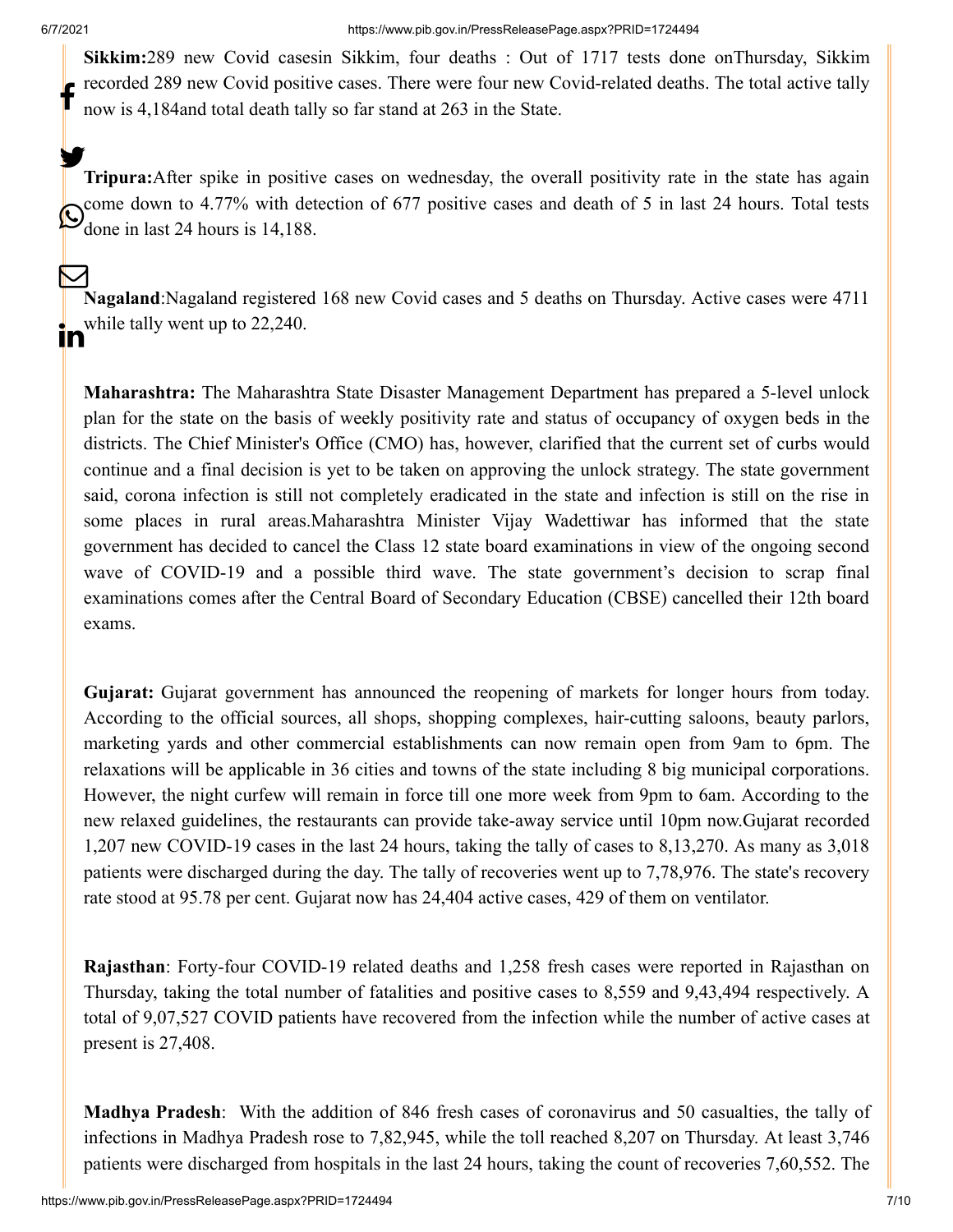**Sikkim:**289 new Covid casesin Sikkim, four deaths : Out of 1717 tests done onThursday, Sikkim recorded 289 new Covid positive cases. There were four new Covid-related deaths. The total active tally now is 4,184and total death tally so far stand at 263 in the State.

**Tripura:**After spike in positive cases on wednesday, the overall positivity rate in the state has again come down to 4.77% with detection of 677 positive cases and death of 5 in last 24 hours. Total tests done in last 24 hours is 14,188.

**Nagaland**:Nagaland registered 168 new Covid cases and 5 deaths on Thursday. Active cases were 4711 while tally went up to 22,240.

**Maharashtra:** The Maharashtra State Disaster Management Department has prepared a 5-level unlock plan for the state on the basis of weekly positivity rate and status of occupancy of oxygen beds in the districts. The Chief Minister's Office (CMO) has, however, clarified that the current set of curbs would continue and a final decision is yet to be taken on approving the unlock strategy. The state government said, corona infection is still not completely eradicated in the state and infection is still on the rise in some places in rural areas.Maharashtra Minister Vijay Wadettiwar has informed that the state government has decided to cancel the Class 12 state board examinations in view of the ongoing second wave of COVID-19 and a possible third wave. The state government's decision to scrap final examinations comes after the Central Board of Secondary Education (CBSE) cancelled their 12th board exams.

**Gujarat:** Gujarat government has announced the reopening of markets for longer hours from today. According to the official sources, all shops, shopping complexes, hair-cutting saloons, beauty parlors, marketing yards and other commercial establishments can now remain open from 9am to 6pm. The relaxations will be applicable in 36 cities and towns of the state including 8 big municipal corporations. However, the night curfew will remain in force till one more week from 9pm to 6am. According to the new relaxed guidelines, the restaurants can provide take-away service until 10pm now.Gujarat recorded 1,207 new COVID-19 cases in the last 24 hours, taking the tally of cases to 8,13,270. As many as 3,018 patients were discharged during the day. The tally of recoveries went up to 7,78,976. The state's recovery rate stood at 95.78 per cent. Gujarat now has 24,404 active cases, 429 of them on ventilator.

**Rajasthan**: Forty-four COVID-19 related deaths and 1,258 fresh cases were reported in Rajasthan on Thursday, taking the total number of fatalities and positive cases to 8,559 and 9,43,494 respectively. A total of 9,07,527 COVID patients have recovered from the infection while the number of active cases at present is 27,408.

**Madhya Pradesh**: With the addition of 846 fresh cases of coronavirus and 50 casualties, the tally of infections in Madhya Pradesh rose to 7,82,945, while the toll reached 8,207 on Thursday. At least 3,746 patients were discharged from hospitals in the last 24 hours, taking the count of recoveries 7,60,552. The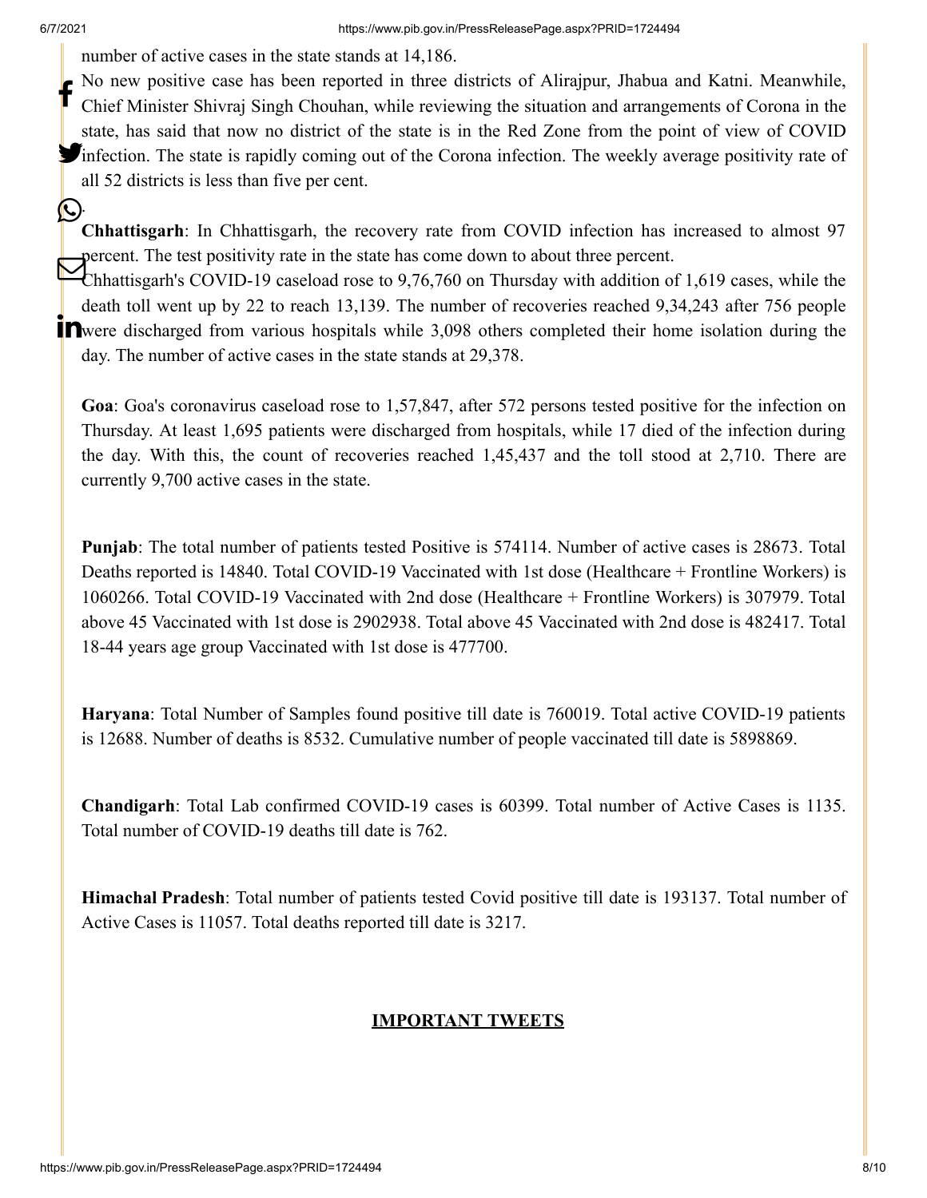number of active cases in the state stands at 14,186.

No new positive case has been reported in three districts of Alirajpur, Jhabua and Katni. Meanwhile, Chief Minister Shivraj Singh Chouhan, while reviewing the situation and arrangements of Corona in the state, has said that now no district of the state is in the Red Zone from the point of view of COVID infection. The state is rapidly coming out of the Corona infection. The weekly average positivity rate of all 52 districts is less than five per cent.

.

**Chhattisgarh**: In Chhattisgarh, the recovery rate from COVID infection has increased to almost 97 percent. The test positivity rate in the state has come down to about three percent.

Chhattisgarh's COVID-19 caseload rose to 9,76,760 on Thursday with addition of 1,619 cases, while the death toll went up by 22 to reach 13,139. The number of recoveries reached 9,34,243 after 756 people were discharged from various hospitals while 3,098 others completed their home isolation during the day. The number of active cases in the state stands at 29,378.

**Goa**: Goa's coronavirus caseload rose to 1,57,847, after 572 persons tested positive for the infection on Thursday. At least 1,695 patients were discharged from hospitals, while 17 died of the infection during the day. With this, the count of recoveries reached 1,45,437 and the toll stood at 2,710. There are currently 9,700 active cases in the state.

**Punjab**: The total number of patients tested Positive is 574114. Number of active cases is 28673. Total Deaths reported is 14840. Total COVID-19 Vaccinated with 1st dose (Healthcare + Frontline Workers) is 1060266. Total COVID-19 Vaccinated with 2nd dose (Healthcare + Frontline Workers) is 307979. Total above 45 Vaccinated with 1st dose is 2902938. Total above 45 Vaccinated with 2nd dose is 482417. Total 18-44 years age group Vaccinated with 1st dose is 477700.

**Haryana**: Total Number of Samples found positive till date is 760019. Total active COVID-19 patients is 12688. Number of deaths is 8532. Cumulative number of people vaccinated till date is 5898869.

**Chandigarh**: Total Lab confirmed COVID-19 cases is 60399. Total number of Active Cases is 1135. Total number of COVID-19 deaths till date is 762.

**Himachal Pradesh**: Total number of patients tested Covid positive till date is 193137. Total number of Active Cases is 11057. Total deaths reported till date is 3217.

## IMPORTANT TWEETS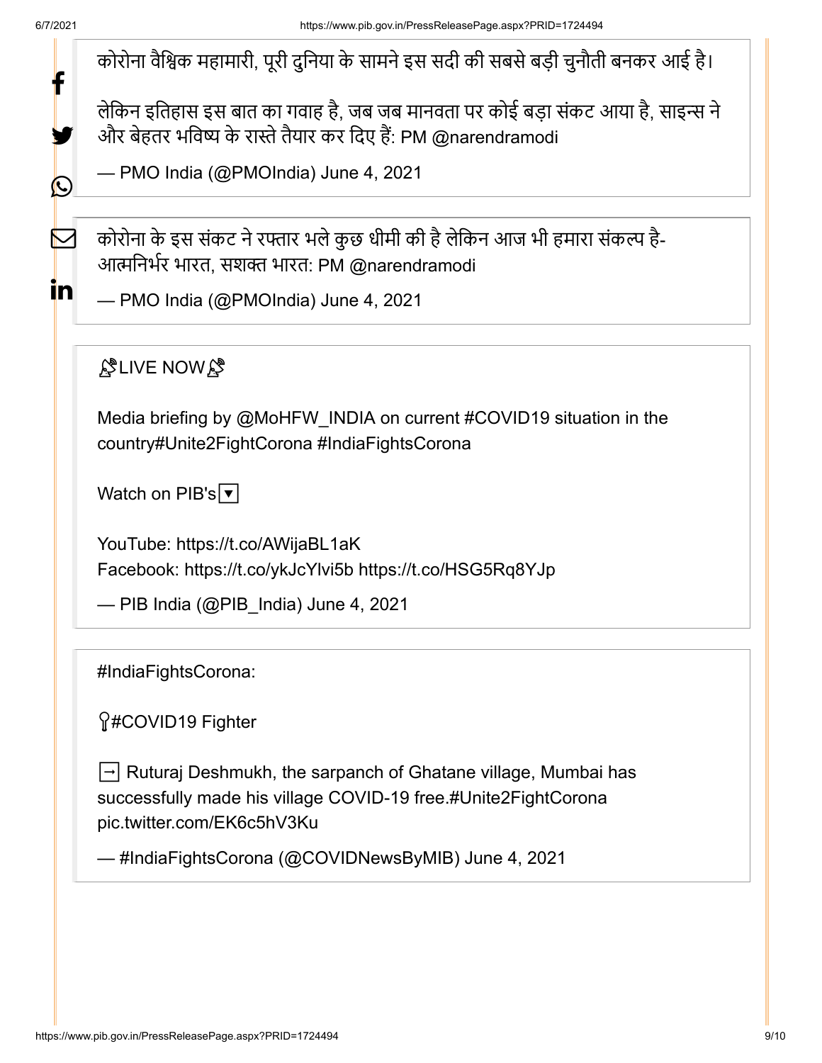कोरोना वैश्विक महामारी, पूरी दुनिया के सामने इस सदी की सबसे बड़ी चुनौती बनकर आई है।

लेकिन इतिहास इस बात का गवाह है, जब जब मानवता पर कोई बड़ा संकट आया है, साइन्स ने और बेहतर भविष्य के रास्ते तैयार कर दिए हैं: PM @narendramodi

— PMO India (@PMOIndia) June 4, 2021

कोरोना के इस संकट ने रफ्तार भले कुछ धीमी की है लेकिन आज भी हमारा संकल्प है- आत्मनिर्भर भारत, सशक्त भारत: PM @narendramodi

— PMO India (@PMOIndia) June 4, 2021

📡LIVE NOW📡

Media briefing by @MoHFW_INDIA on current #COVID19 situation in the country#Unite2FightCorona #IndiaFightsCorona

Watch on PIB's🔽

YouTube: https://t.co/AWijaBL1aK
Facebook: https://t.co/ykJcYlvi5b https://t.co/HSG5Rq8YJp

— PIB India (@PIB_India) June 4, 2021

#IndiaFightsCorona:

🎖️#COVID19 Fighter

➡️ Ruturaj Deshmukh, the sarpanch of Ghatane village, Mumbai has successfully made his village COVID-19 free.#Unite2FightCorona pic.twitter.com/EK6c5hV3Ku

— #IndiaFightsCorona (@COVIDNewsByMIB) June 4, 2021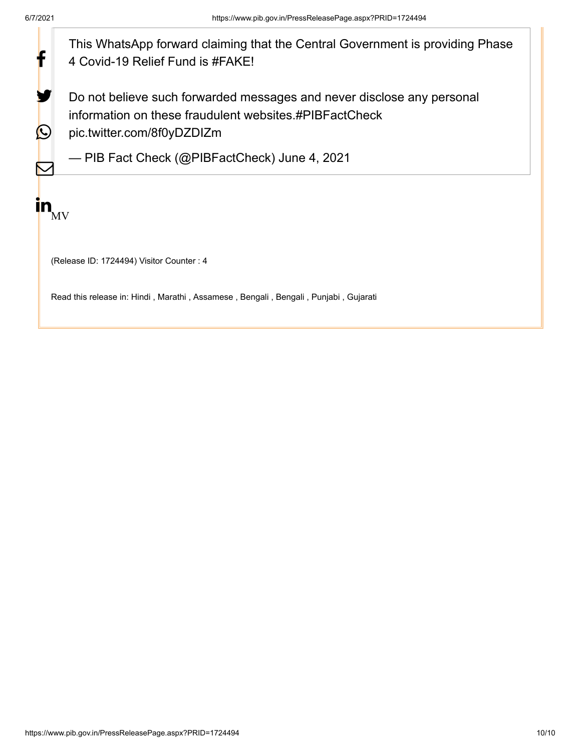> This WhatsApp forward claiming that the Central Government is providing Phase 4 Covid-19 Relief Fund is #FAKE!
>
> Do not believe such forwarded messages and never disclose any personal information on these fraudulent websites.#PIBFactCheck pic.twitter.com/8f0yDZDIZm
>
> — PIB Fact Check (@PIBFactCheck) June 4, 2021

MV

(Release ID: 1724494) Visitor Counter : 4

Read this release in: Hindi , Marathi , Assamese , Bengali , Bengali , Punjabi , Gujarati